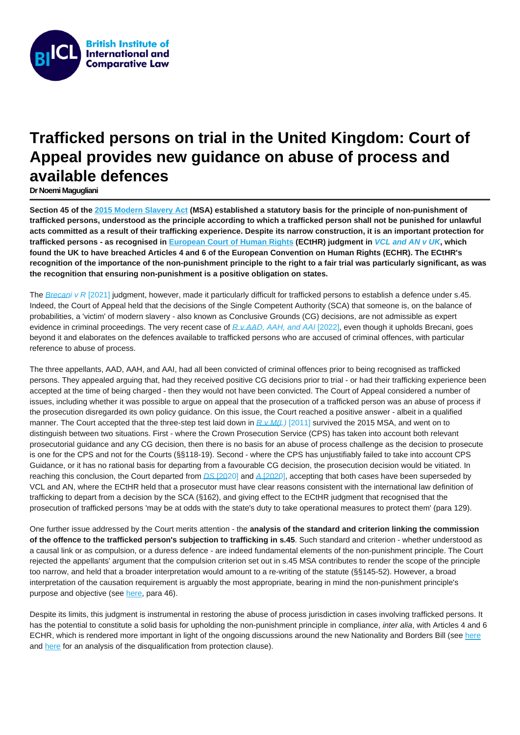# Trafficked persons on trial in the United Kingdom: Court of Appeal provides new guidance on abuse of process and available defences

Dr Noemi Magugliani

**Section 45 of the 2015 Modern Slavery Act (MSA) established a statutory basis for the principle of non-punishment of trafficked persons, understood as the principle according to which a trafficked person shall not be punished for unlawful acts committed as a result of their trafficking experience. Despite its narrow construction, it is an important protection for trafficked persons - as recognised in European Court of Human Rights (ECtHR) judgment in *VCL and AN v UK*, which found the UK to have breached Articles 4 and 6 of the European Convention on Human Rights (ECHR). The ECtHR's recognition of the importance of the non-punishment principle to the right to a fair trial was particularly significant, as was the recognition that ensuring non-punishment is a positive obligation on states.**

The *Brecani v R* [2021] judgment, however, made it particularly difficult for trafficked persons to establish a defence under s.45. Indeed, the Court of Appeal held that the decisions of the Single Competent Authority (SCA) that someone is, on the balance of probabilities, a 'victim' of modern slavery - also known as Conclusive Grounds (CG) decisions, are not admissible as expert evidence in criminal proceedings. The very recent case of *R v AAD, AAH, and AAI* [2022], even though it upholds Brecani, goes beyond it and elaborates on the defences available to trafficked persons who are accused of criminal offences, with particular reference to abuse of process.

The three appellants, AAD, AAH, and AAI, had all been convicted of criminal offences prior to being recognised as trafficked persons. They appealed arguing that, had they received positive CG decisions prior to trial - or had their trafficking experience been accepted at the time of being charged - then they would not have been convicted. The Court of Appeal considered a number of issues, including whether it was possible to argue on appeal that the prosecution of a trafficked person was an abuse of process if the prosecution disregarded its own policy guidance. On this issue, the Court reached a positive answer - albeit in a qualified manner. The Court accepted that the three-step test laid down in *R v M(L)* [2011] survived the 2015 MSA, and went on to distinguish between two situations. First - where the Crown Prosecution Service (CPS) has taken into account both relevant prosecutorial guidance and any CG decision, then there is no basis for an abuse of process challenge as the decision to prosecute is one for the CPS and not for the Courts (§§118-19). Second - where the CPS has unjustifiably failed to take into account CPS Guidance, or it has no rational basis for departing from a favourable CG decision, the prosecution decision would be vitiated. In reaching this conclusion, the Court departed from *DS* [2020] and *A* [2020], accepting that both cases have been superseded by VCL and AN, where the ECtHR held that a prosecutor must have clear reasons consistent with the international law definition of trafficking to depart from a decision by the SCA (§162), and giving effect to the ECtHR judgment that recognised that the prosecution of trafficked persons 'may be at odds with the state's duty to take operational measures to protect them' (para 129).

One further issue addressed by the Court merits attention - the **analysis of the standard and criterion linking the commission of the offence to the trafficked person's subjection to trafficking in s.45**. Such standard and criterion - whether understood as a causal link or as compulsion, or a duress defence - are indeed fundamental elements of the non-punishment principle. The Court rejected the appellants' argument that the compulsion criterion set out in s.45 MSA contributes to render the scope of the principle too narrow, and held that a broader interpretation would amount to a re-writing of the statute (§§145-52). However, a broad interpretation of the causation requirement is arguably the most appropriate, bearing in mind the non-punishment principle's purpose and objective (see here, para 46).

Despite its limits, this judgment is instrumental in restoring the abuse of process jurisdiction in cases involving trafficked persons. It has the potential to constitute a solid basis for upholding the non-punishment principle in compliance, *inter alia*, with Articles 4 and 6 ECHR, which is rendered more important in light of the ongoing discussions around the new Nationality and Borders Bill (see here and here for an analysis of the disqualification from protection clause).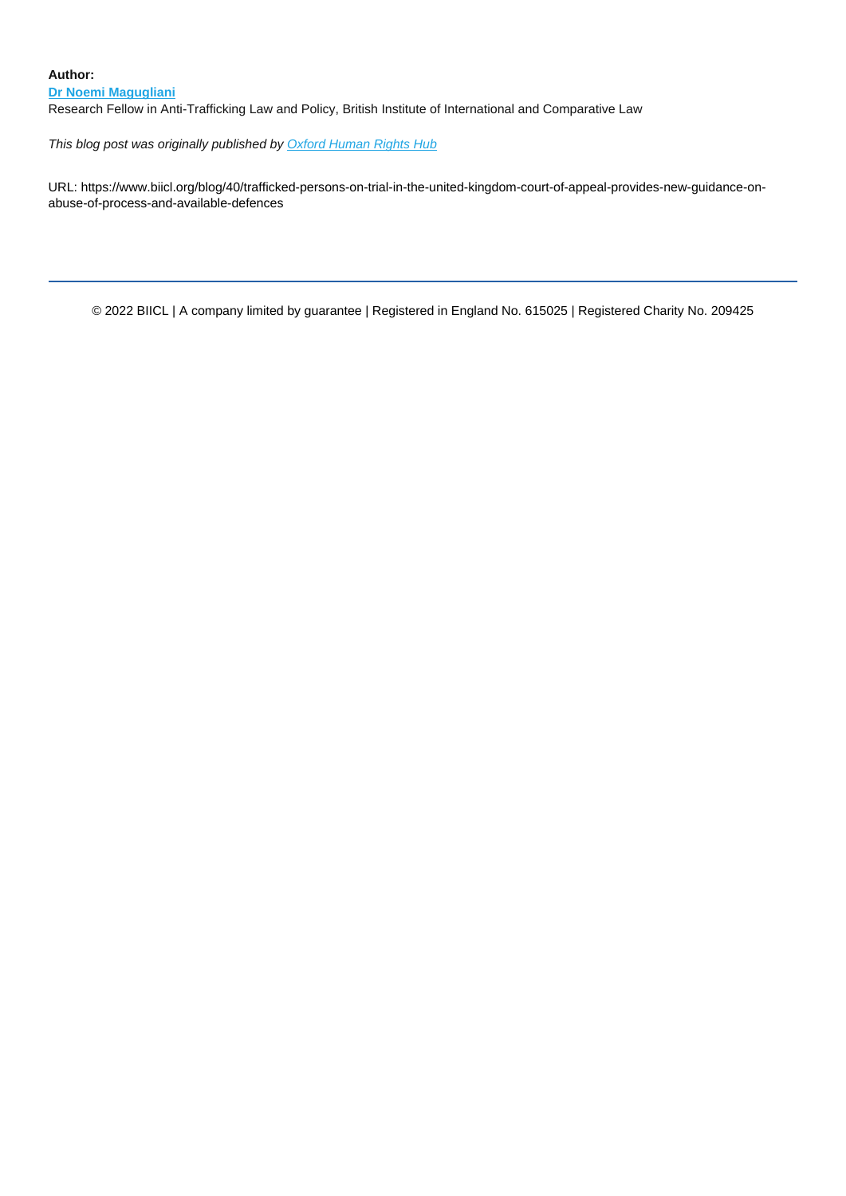**Author:**
**Dr Noemi Magugliani**
Research Fellow in Anti-Trafficking Law and Policy, British Institute of International and Comparative Law

*This blog post was originally published by Oxford Human Rights Hub*

URL: https://www.biicl.org/blog/40/trafficked-persons-on-trial-in-the-united-kingdom-court-of-appeal-provides-new-guidance-on-abuse-of-process-and-available-defences

---

© 2022 BIICL | A company limited by guarantee | Registered in England No. 615025 | Registered Charity No. 209425